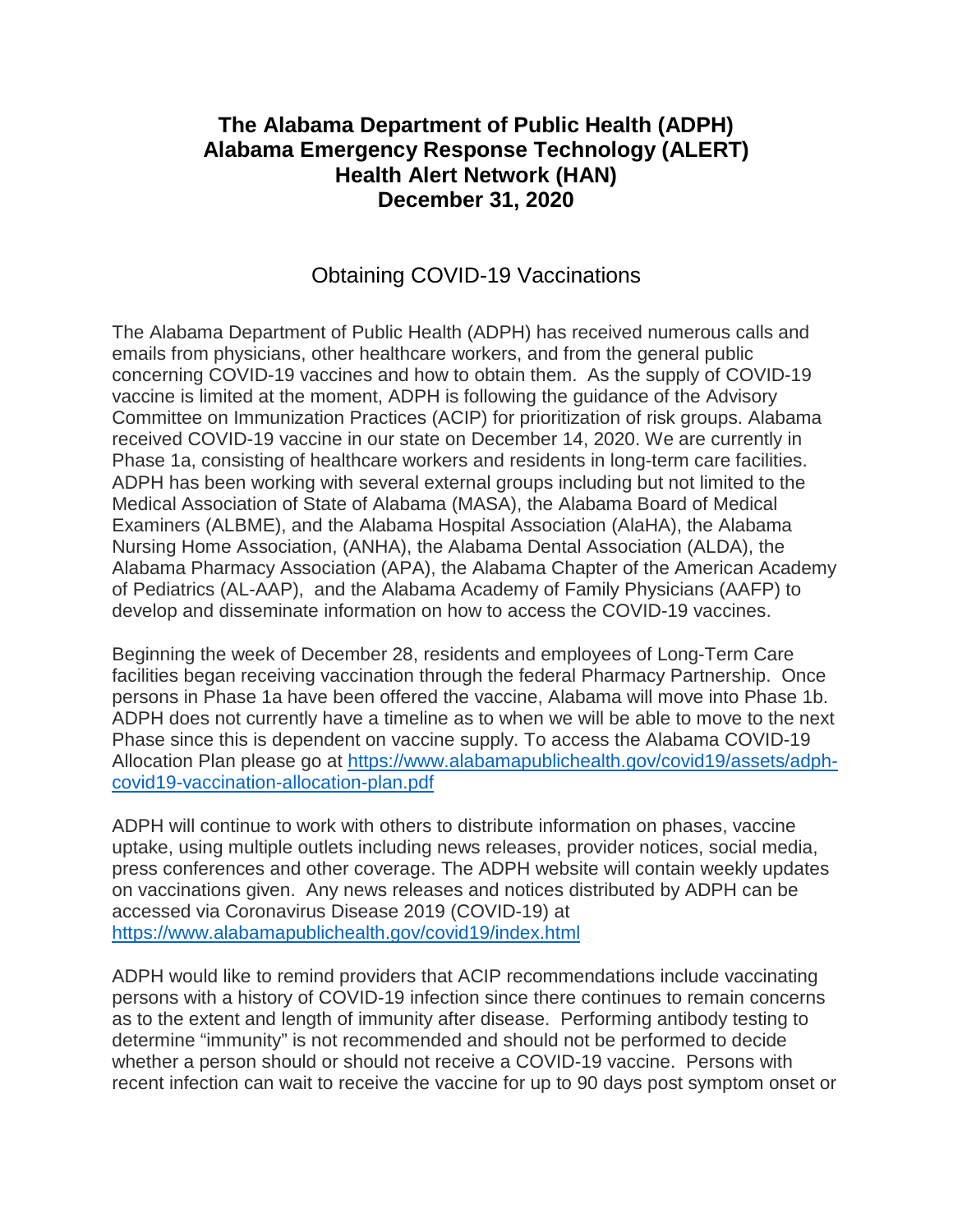# The Alabama Department of Public Health (ADPH)
# Alabama Emergency Response Technology (ALERT)
# Health Alert Network (HAN)
# December 31, 2020

## Obtaining COVID-19 Vaccinations

The Alabama Department of Public Health (ADPH) has received numerous calls and emails from physicians, other healthcare workers, and from the general public concerning COVID-19 vaccines and how to obtain them. As the supply of COVID-19 vaccine is limited at the moment, ADPH is following the guidance of the Advisory Committee on Immunization Practices (ACIP) for prioritization of risk groups. Alabama received COVID-19 vaccine in our state on December 14, 2020. We are currently in Phase 1a, consisting of healthcare workers and residents in long-term care facilities. ADPH has been working with several external groups including but not limited to the Medical Association of State of Alabama (MASA), the Alabama Board of Medical Examiners (ALBME), and the Alabama Hospital Association (AlaHA), the Alabama Nursing Home Association, (ANHA), the Alabama Dental Association (ALDA), the Alabama Pharmacy Association (APA), the Alabama Chapter of the American Academy of Pediatrics (AL-AAP), and the Alabama Academy of Family Physicians (AAFP) to develop and disseminate information on how to access the COVID-19 vaccines.

Beginning the week of December 28, residents and employees of Long-Term Care facilities began receiving vaccination through the federal Pharmacy Partnership. Once persons in Phase 1a have been offered the vaccine, Alabama will move into Phase 1b. ADPH does not currently have a timeline as to when we will be able to move to the next Phase since this is dependent on vaccine supply. To access the Alabama COVID-19 Allocation Plan please go at [https://www.alabamapublichealth.gov/covid19/assets/adph-covid19-vaccination-allocation-plan.pdf](https://www.alabamapublichealth.gov/covid19/assets/adph-covid19-vaccination-allocation-plan.pdf)

ADPH will continue to work with others to distribute information on phases, vaccine uptake, using multiple outlets including news releases, provider notices, social media, press conferences and other coverage. The ADPH website will contain weekly updates on vaccinations given. Any news releases and notices distributed by ADPH can be accessed via Coronavirus Disease 2019 (COVID-19) at [https://www.alabamapublichealth.gov/covid19/index.html](https://www.alabamapublichealth.gov/covid19/index.html)

ADPH would like to remind providers that ACIP recommendations include vaccinating persons with a history of COVID-19 infection since there continues to remain concerns as to the extent and length of immunity after disease. Performing antibody testing to determine "immunity" is not recommended and should not be performed to decide whether a person should or should not receive a COVID-19 vaccine. Persons with recent infection can wait to receive the vaccine for up to 90 days post symptom onset or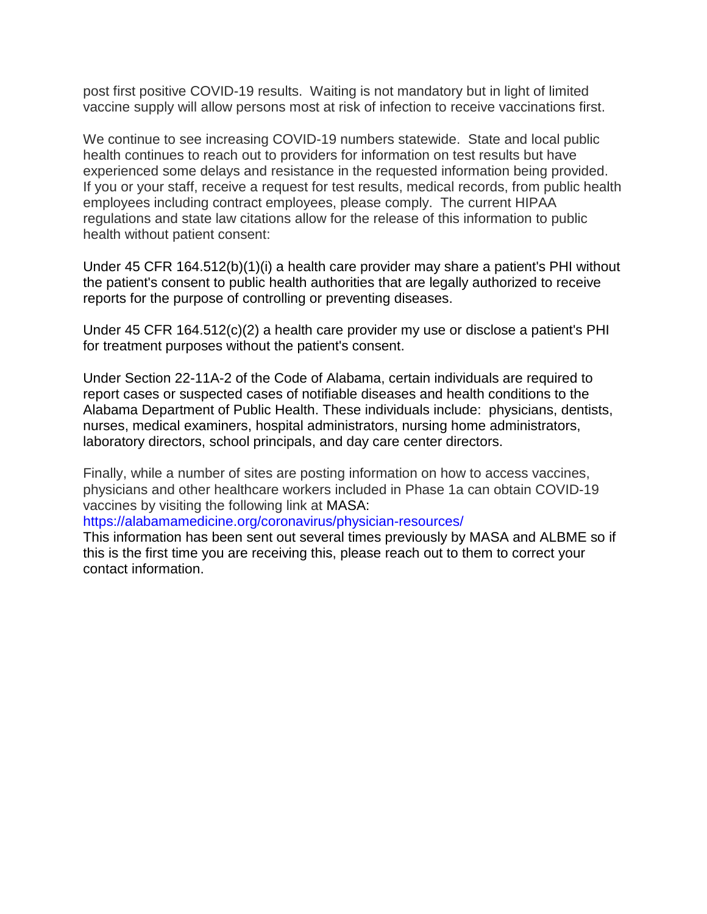post first positive COVID-19 results. Waiting is not mandatory but in light of limited vaccine supply will allow persons most at risk of infection to receive vaccinations first.

We continue to see increasing COVID-19 numbers statewide. State and local public health continues to reach out to providers for information on test results but have experienced some delays and resistance in the requested information being provided. If you or your staff, receive a request for test results, medical records, from public health employees including contract employees, please comply. The current HIPAA regulations and state law citations allow for the release of this information to public health without patient consent:

Under 45 CFR 164.512(b)(1)(i) a health care provider may share a patient's PHI without the patient's consent to public health authorities that are legally authorized to receive reports for the purpose of controlling or preventing diseases.

Under 45 CFR 164.512(c)(2) a health care provider my use or disclose a patient's PHI for treatment purposes without the patient's consent.

Under Section 22-11A-2 of the Code of Alabama, certain individuals are required to report cases or suspected cases of notifiable diseases and health conditions to the Alabama Department of Public Health. These individuals include: physicians, dentists, nurses, medical examiners, hospital administrators, nursing home administrators, laboratory directors, school principals, and day care center directors.

Finally, while a number of sites are posting information on how to access vaccines, physicians and other healthcare workers included in Phase 1a can obtain COVID-19 vaccines by visiting the following link at MASA:
https://alabamamedicine.org/coronavirus/physician-resources/
This information has been sent out several times previously by MASA and ALBME so if this is the first time you are receiving this, please reach out to them to correct your contact information.